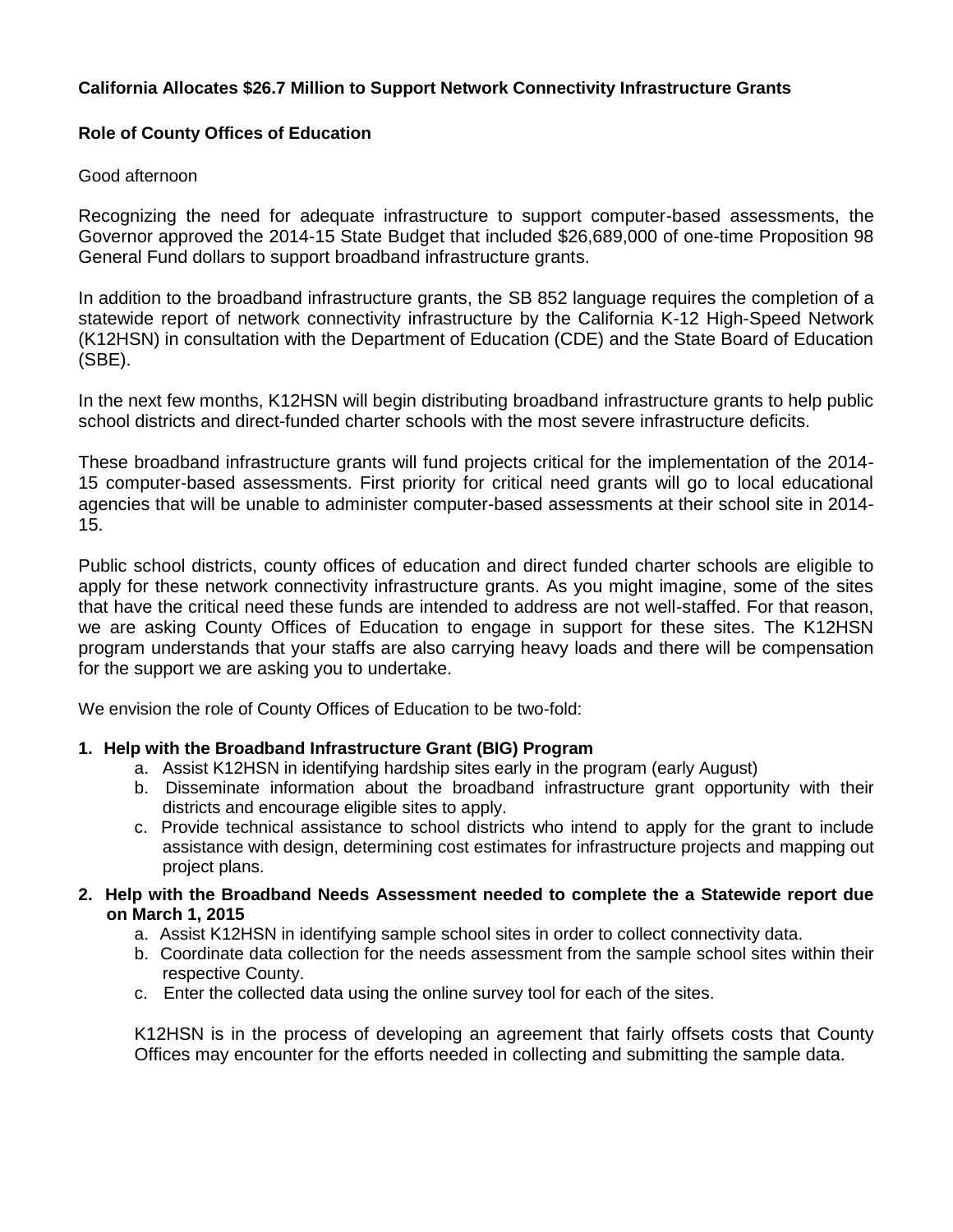**California Allocates $26.7 Million to Support Network Connectivity Infrastructure Grants**

**Role of County Offices of Education**

Good afternoon

Recognizing the need for adequate infrastructure to support computer-based assessments, the Governor approved the 2014-15 State Budget that included $26,689,000 of one-time Proposition 98 General Fund dollars to support broadband infrastructure grants.

In addition to the broadband infrastructure grants, the SB 852 language requires the completion of a statewide report of network connectivity infrastructure by the California K-12 High-Speed Network (K12HSN) in consultation with the Department of Education (CDE) and the State Board of Education (SBE).

In the next few months, K12HSN will begin distributing broadband infrastructure grants to help public school districts and direct-funded charter schools with the most severe infrastructure deficits.

These broadband infrastructure grants will fund projects critical for the implementation of the 2014-15 computer-based assessments. First priority for critical need grants will go to local educational agencies that will be unable to administer computer-based assessments at their school site in 2014-15.

Public school districts, county offices of education and direct funded charter schools are eligible to apply for these network connectivity infrastructure grants. As you might imagine, some of the sites that have the critical need these funds are intended to address are not well-staffed. For that reason, we are asking County Offices of Education to engage in support for these sites. The K12HSN program understands that your staffs are also carrying heavy loads and there will be compensation for the support we are asking you to undertake.

We envision the role of County Offices of Education to be two-fold:

1. **Help with the Broadband Infrastructure Grant (BIG) Program**
   a. Assist K12HSN in identifying hardship sites early in the program (early August)
   b. Disseminate information about the broadband infrastructure grant opportunity with their districts and encourage eligible sites to apply.
   c. Provide technical assistance to school districts who intend to apply for the grant to include assistance with design, determining cost estimates for infrastructure projects and mapping out project plans.
2. **Help with the Broadband Needs Assessment needed to complete the a Statewide report due on March 1, 2015**
   a. Assist K12HSN in identifying sample school sites in order to collect connectivity data.
   b. Coordinate data collection for the needs assessment from the sample school sites within their respective County.
   c. Enter the collected data using the online survey tool for each of the sites.

   K12HSN is in the process of developing an agreement that fairly offsets costs that County Offices may encounter for the efforts needed in collecting and submitting the sample data.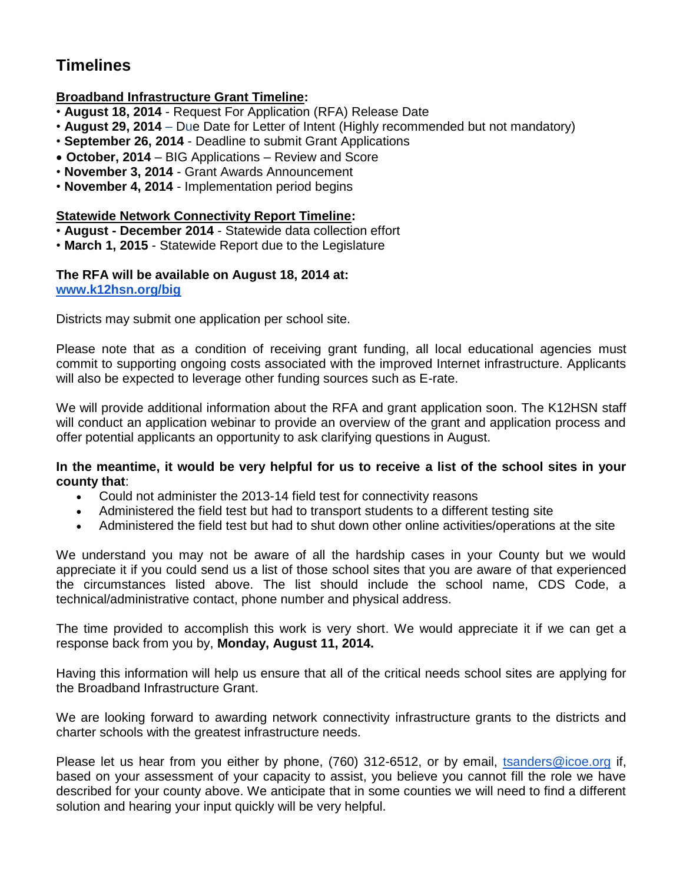## Timelines

**<u>Broadband Infrastructure Grant Timeline</u>:**

- **August 18, 2014** - Request For Application (RFA) Release Date
- **August 29, 2014** – Due Date for Letter of Intent (Highly recommended but not mandatory)
- **September 26, 2014** - Deadline to submit Grant Applications
- **October, 2014** – BIG Applications – Review and Score
- **November 3, 2014** - Grant Awards Announcement
- **November 4, 2014** - Implementation period begins

**<u>Statewide Network Connectivity Report Timeline</u>:**

- **August - December 2014** - Statewide data collection effort
- **March 1, 2015** - Statewide Report due to the Legislature

**The RFA will be available on August 18, 2014 at:**
**[www.k12hsn.org/big](http://www.k12hsn.org/big)**

Districts may submit one application per school site.

Please note that as a condition of receiving grant funding, all local educational agencies must commit to supporting ongoing costs associated with the improved Internet infrastructure. Applicants will also be expected to leverage other funding sources such as E-rate.

We will provide additional information about the RFA and grant application soon. The K12HSN staff will conduct an application webinar to provide an overview of the grant and application process and offer potential applicants an opportunity to ask clarifying questions in August.

**In the meantime, it would be very helpful for us to receive a list of the school sites in your county that**:

- Could not administer the 2013-14 field test for connectivity reasons
- Administered the field test but had to transport students to a different testing site
- Administered the field test but had to shut down other online activities/operations at the site

We understand you may not be aware of all the hardship cases in your County but we would appreciate it if you could send us a list of those school sites that you are aware of that experienced the circumstances listed above. The list should include the school name, CDS Code, a technical/administrative contact, phone number and physical address.

The time provided to accomplish this work is very short. We would appreciate it if we can get a response back from you by, **Monday, August 11, 2014.**

Having this information will help us ensure that all of the critical needs school sites are applying for the Broadband Infrastructure Grant.

We are looking forward to awarding network connectivity infrastructure grants to the districts and charter schools with the greatest infrastructure needs.

Please let us hear from you either by phone, (760) 312-6512, or by email, [tsanders@icoe.org](mailto:tsanders@icoe.org) if, based on your assessment of your capacity to assist, you believe you cannot fill the role we have described for your county above. We anticipate that in some counties we will need to find a different solution and hearing your input quickly will be very helpful.